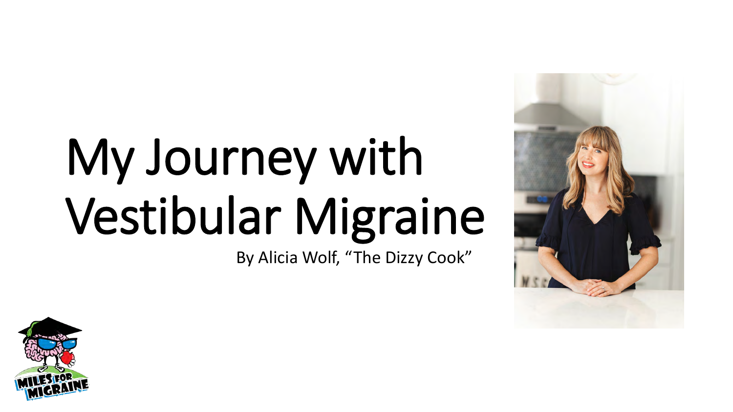# My Journey with Vestibular Migraine

By Alicia Wolf, "The Dizzy Cook"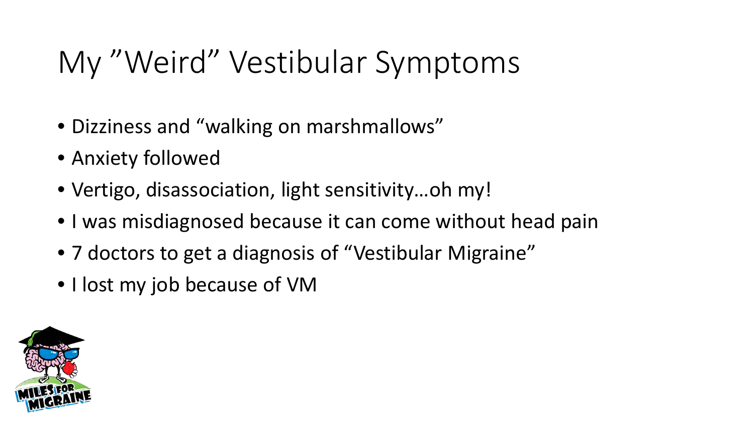# My ”Weird” Vestibular Symptoms

- Dizziness and “walking on marshmallows”
- Anxiety followed
- Vertigo, disassociation, light sensitivity…oh my!
- I was misdiagnosed because it can come without head pain
- 7 doctors to get a diagnosis of “Vestibular Migraine”
- I lost my job because of VM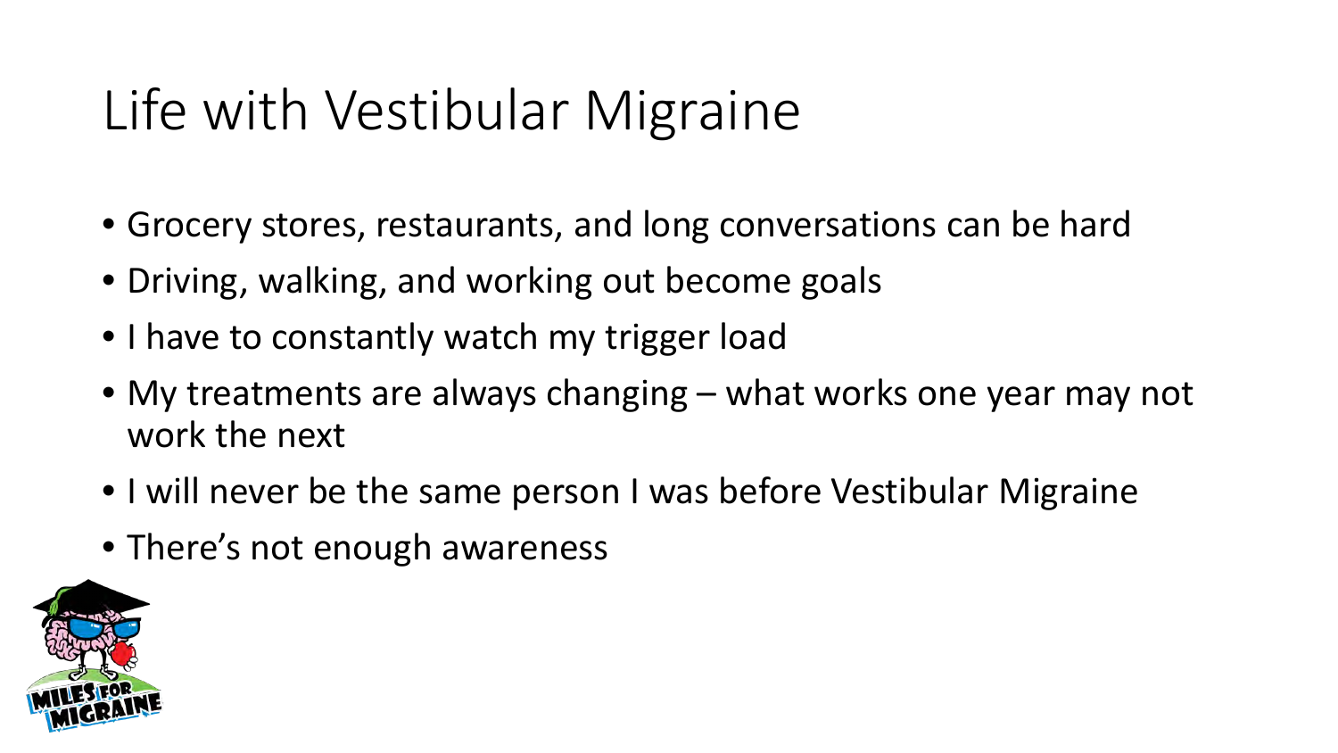# Life with Vestibular Migraine

- Grocery stores, restaurants, and long conversations can be hard
- Driving, walking, and working out become goals
- I have to constantly watch my trigger load
- My treatments are always changing – what works one year may not work the next
- I will never be the same person I was before Vestibular Migraine
- There's not enough awareness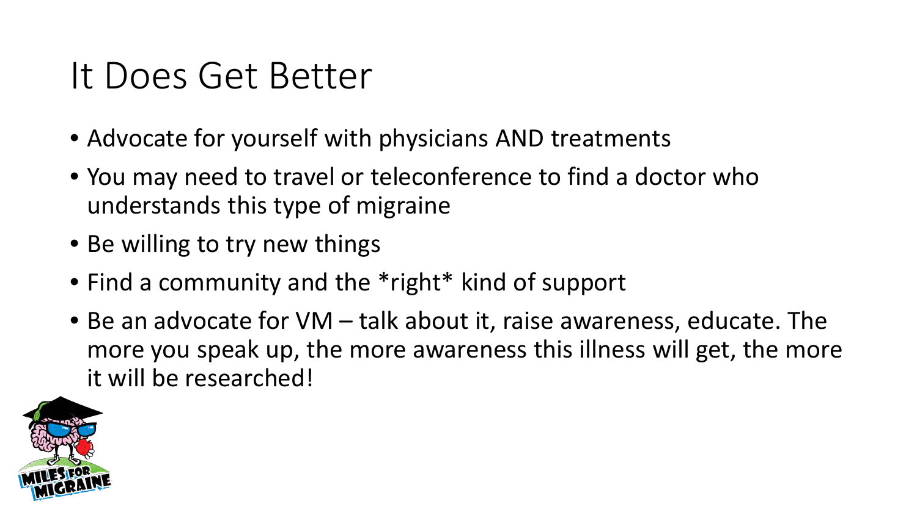# It Does Get Better

- Advocate for yourself with physicians AND treatments
- You may need to travel or teleconference to find a doctor who understands this type of migraine
- Be willing to try new things
- Find a community and the *right* kind of support
- Be an advocate for VM – talk about it, raise awareness, educate. The more you speak up, the more awareness this illness will get, the more it will be researched!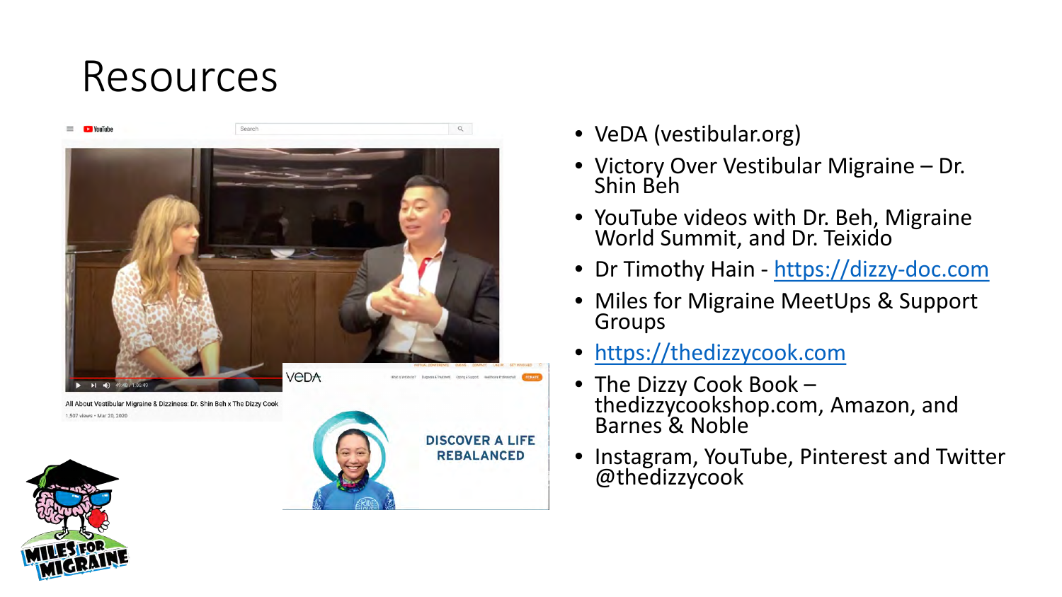# Resources

- VeDA (vestibular.org)
- Victory Over Vestibular Migraine – Dr. Shin Beh
- YouTube videos with Dr. Beh, Migraine World Summit, and Dr. Teixido
- Dr Timothy Hain - https://dizzy-doc.com
- Miles for Migraine MeetUps & Support Groups
- https://thedizzycook.com
- The Dizzy Cook Book – thedizzycookshop.com, Amazon, and Barnes & Noble
- Instagram, YouTube, Pinterest and Twitter @thedizzycook